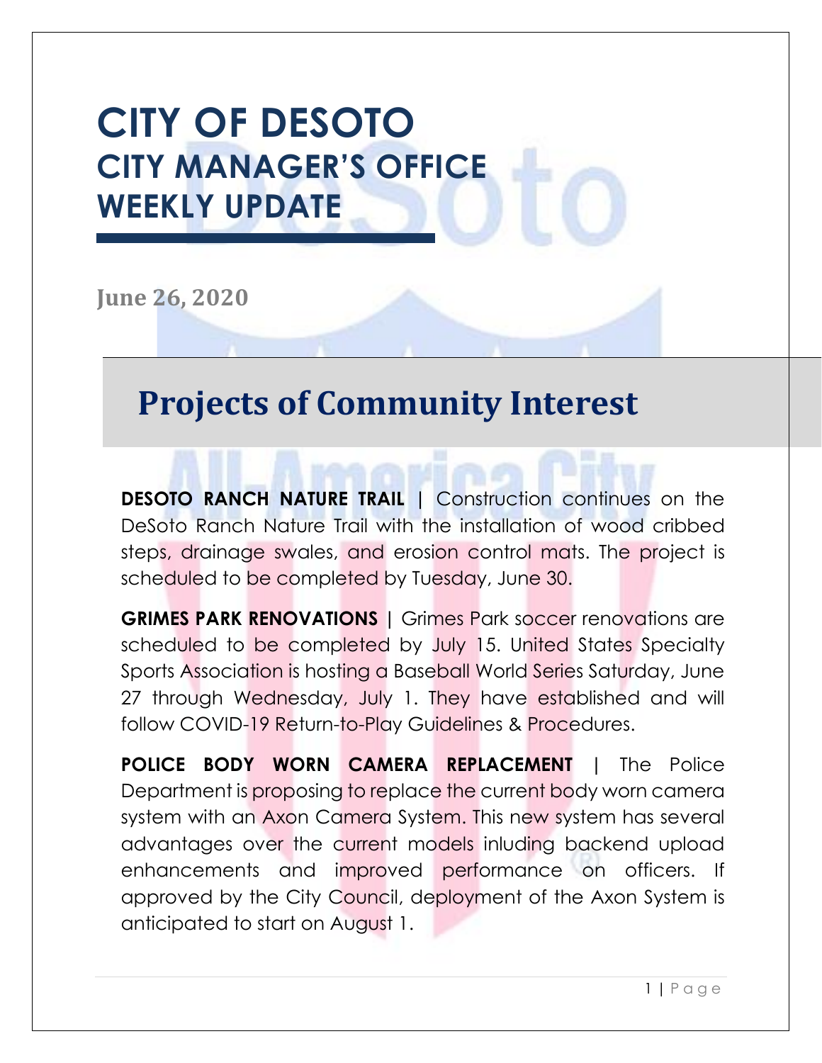# CITY OF DESOTO
## CITY MANAGER'S OFFICE
## WEEKLY UPDATE

**June 26, 2020**

# Projects of Community Interest

**DESOTO RANCH NATURE TRAIL** | Construction continues on the DeSoto Ranch Nature Trail with the installation of wood cribbed steps, drainage swales, and erosion control mats. The project is scheduled to be completed by Tuesday, June 30.

**GRIMES PARK RENOVATIONS** | Grimes Park soccer renovations are scheduled to be completed by July 15. United States Specialty Sports Association is hosting a Baseball World Series Saturday, June 27 through Wednesday, July 1. They have established and will follow COVID-19 Return-to-Play Guidelines & Procedures.

**POLICE BODY WORN CAMERA REPLACEMENT** | The Police Department is proposing to replace the current body worn camera system with an Axon Camera System. This new system has several advantages over the current models inluding backend upload enhancements and improved performance on officers. If approved by the City Council, deployment of the Axon System is anticipated to start on August 1.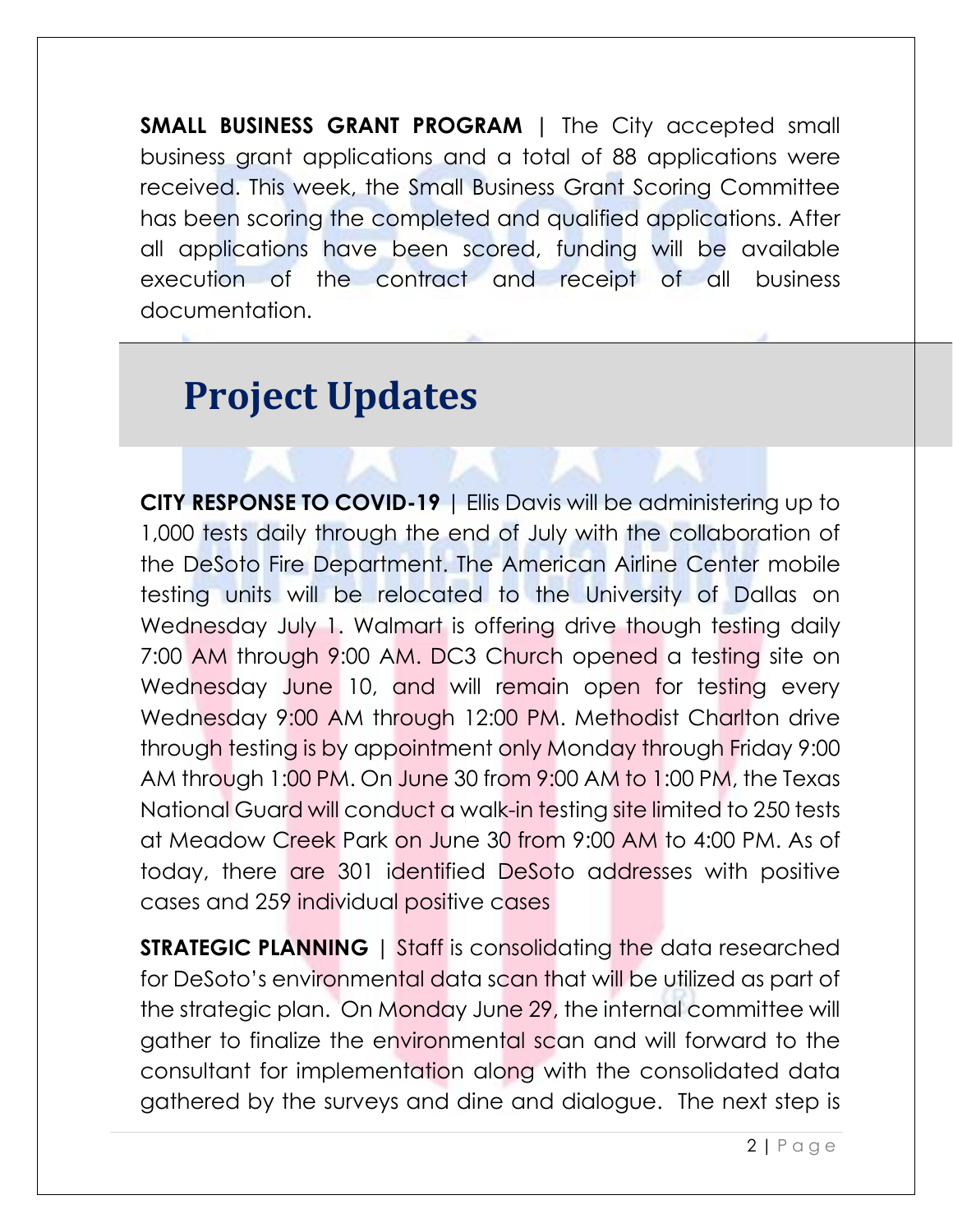**SMALL BUSINESS GRANT PROGRAM** | The City accepted small business grant applications and a total of 88 applications were received. This week, the Small Business Grant Scoring Committee has been scoring the completed and qualified applications. After all applications have been scored, funding will be available execution of the contract and receipt of all business documentation.

# Project Updates

**CITY RESPONSE TO COVID-19** | Ellis Davis will be administering up to 1,000 tests daily through the end of July with the collaboration of the DeSoto Fire Department. The American Airline Center mobile testing units will be relocated to the University of Dallas on Wednesday July 1. Walmart is offering drive though testing daily 7:00 AM through 9:00 AM. DC3 Church opened a testing site on Wednesday June 10, and will remain open for testing every Wednesday 9:00 AM through 12:00 PM. Methodist Charlton drive through testing is by appointment only Monday through Friday 9:00 AM through 1:00 PM. On June 30 from 9:00 AM to 1:00 PM, the Texas National Guard will conduct a walk-in testing site limited to 250 tests at Meadow Creek Park on June 30 from 9:00 AM to 4:00 PM. As of today, there are 301 identified DeSoto addresses with positive cases and 259 individual positive cases

**STRATEGIC PLANNING** | Staff is consolidating the data researched for DeSoto's environmental data scan that will be utilized as part of the strategic plan. On Monday June 29, the internal committee will gather to finalize the environmental scan and will forward to the consultant for implementation along with the consolidated data gathered by the surveys and dine and dialogue. The next step is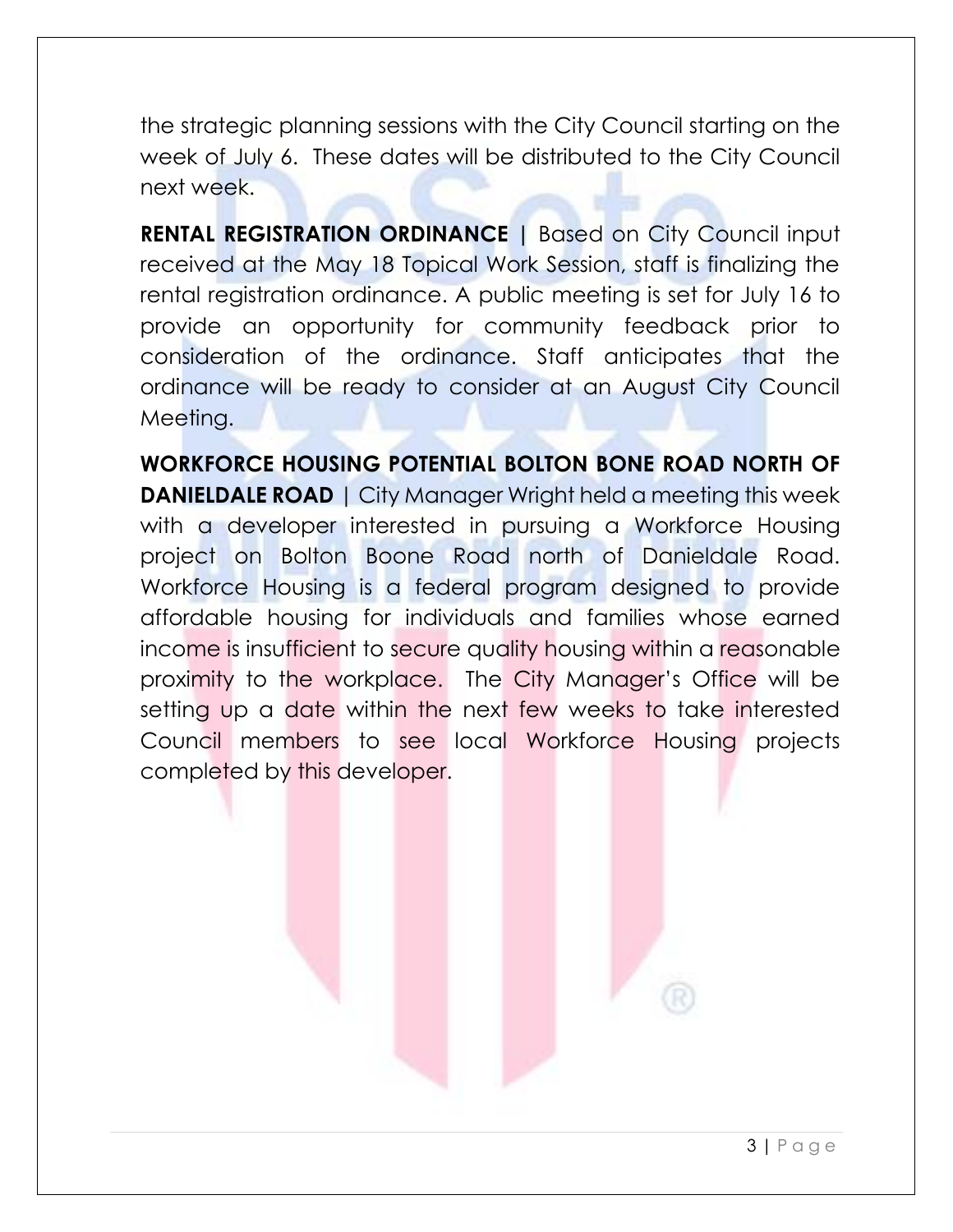the strategic planning sessions with the City Council starting on the week of July 6. These dates will be distributed to the City Council next week.

**RENTAL REGISTRATION ORDINANCE** | Based on City Council input received at the May 18 Topical Work Session, staff is finalizing the rental registration ordinance. A public meeting is set for July 16 to provide an opportunity for community feedback prior to consideration of the ordinance. Staff anticipates that the ordinance will be ready to consider at an August City Council Meeting.

**WORKFORCE HOUSING POTENTIAL BOLTON BONE ROAD NORTH OF DANIELDALE ROAD** | City Manager Wright held a meeting this week with a developer interested in pursuing a Workforce Housing project on Bolton Boone Road north of Danieldale Road. Workforce Housing is a federal program designed to provide affordable housing for individuals and families whose earned income is insufficient to secure quality housing within a reasonable proximity to the workplace. The City Manager's Office will be setting up a date within the next few weeks to take interested Council members to see local Workforce Housing projects completed by this developer.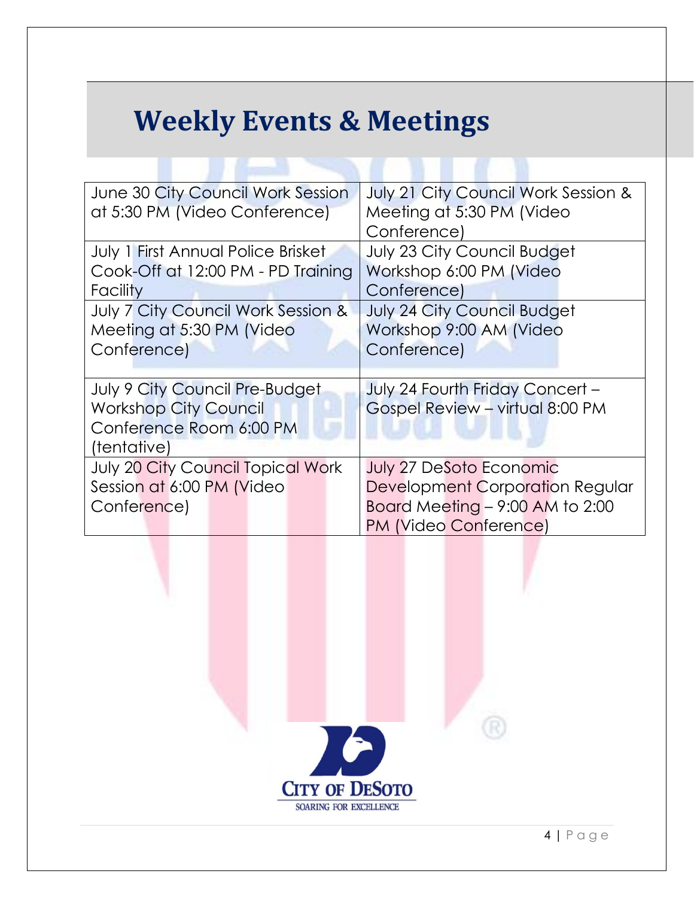# Weekly Events & Meetings

| | |
|---|---|
| June 30 City Council Work Session at 5:30 PM (Video Conference) | July 21 City Council Work Session & Meeting at 5:30 PM (Video Conference) |
| July 1 First Annual Police Brisket Cook-Off at 12:00 PM - PD Training Facility | July 23 City Council Budget Workshop 6:00 PM (Video Conference) |
| July 7 City Council Work Session & Meeting at 5:30 PM (Video Conference) | July 24 City Council Budget Workshop 9:00 AM (Video Conference) |
| July 9 City Council Pre-Budget Workshop City Council Conference Room 6:00 PM (tentative) | July 24 Fourth Friday Concert – Gospel Review – virtual 8:00 PM |
| July 20 City Council Topical Work Session at 6:00 PM (Video Conference) | July 27 DeSoto Economic Development Corporation Regular Board Meeting – 9:00 AM to 2:00 PM (Video Conference) |

CITY OF DESOTO
SOARING FOR EXCELLENCE